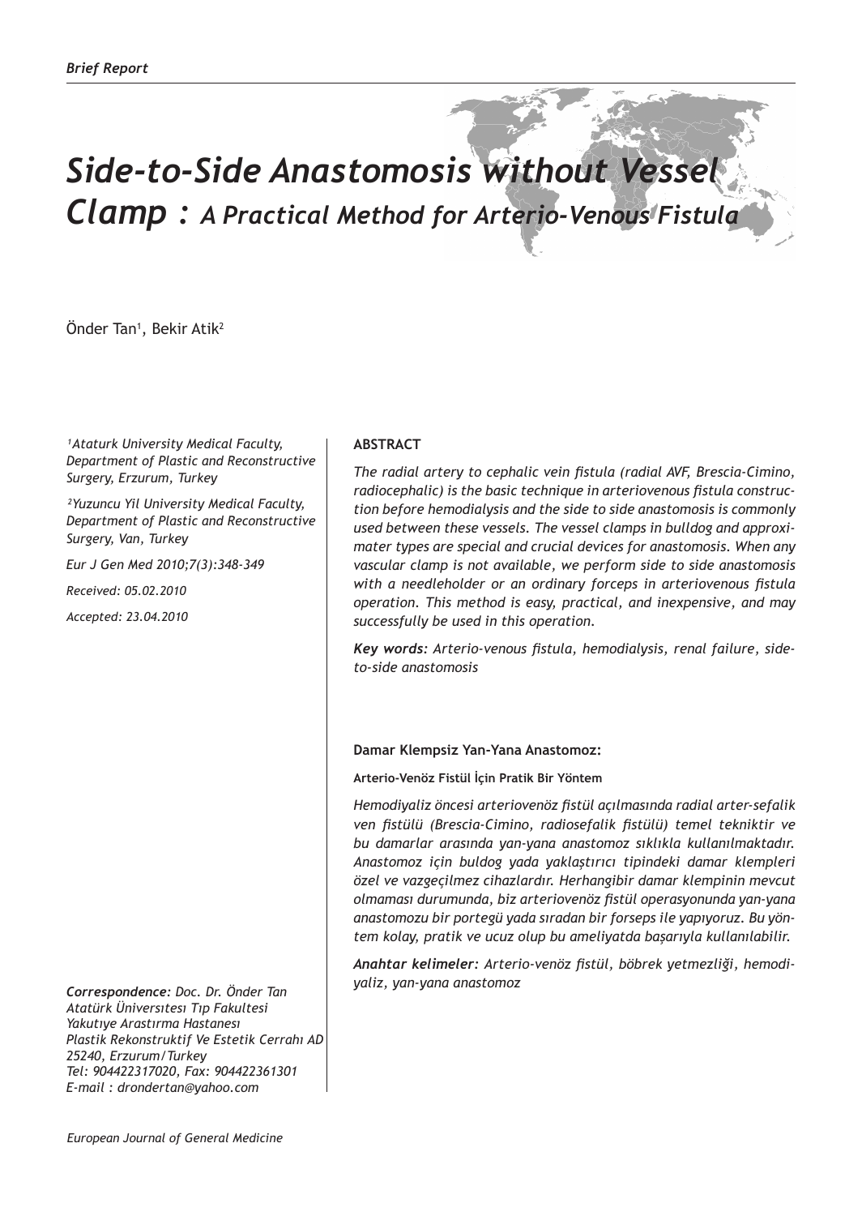*Brief Report*

# *Side-to-Side Anastomosis without Vessel Clamp : A Practical Method for Arterio-Venous Fistula*

Önder Tan[1], Bekir Atik[2]

*[1]Ataturk University Medical Faculty, Department of Plastic and Reconstructive Surgery, Erzurum, Turkey*

*[2]Yuzuncu Yil University Medical Faculty, Department of Plastic and Reconstructive Surgery, Van, Turkey*

*Eur J Gen Med 2010;7(3):348-349*

*Received: 05.02.2010*

*Accepted: 23.04.2010*

***Correspondence:** Doc. Dr. Önder Tan Atatürk Üniversıtesı Tıp Fakultesi Yakutıye Arastırma Hastanesı Plastik Rekonstruktif Ve Estetik Cerrahı AD 25240, Erzurum/Turkey Tel: 904422317020, Fax: 904422361301 E-mail : drondertan@yahoo.com*

## ABSTRACT

*The radial artery to cephalic vein fistula (radial AVF, Brescia-Cimino, radiocephalic) is the basic technique in arteriovenous fistula construction before hemodialysis and the side to side anastomosis is commonly used between these vessels. The vessel clamps in bulldog and approximater types are special and crucial devices for anastomosis. When any vascular clamp is not available, we perform side to side anastomosis with a needleholder or an ordinary forceps in arteriovenous fistula operation. This method is easy, practical, and inexpensive, and may successfully be used in this operation.*

***Key words:** Arterio-venous fistula, hemodialysis, renal failure, side-to-side anastomosis*

## Damar Klempsiz Yan-Yana Anastomoz:

### Arterio-Venöz Fistül İçin Pratik Bir Yöntem

*Hemodiyaliz öncesi arteriovenöz fistül açılmasında radial arter-sefalik ven fistülü (Brescia-Cimino, radiosefalik fistülü) temel tekniktir ve bu damarlar arasında yan-yana anastomoz sıklıkla kullanılmaktadır. Anastomoz için buldog yada yaklaştırıcı tipindeki damar klempleri özel ve vazgeçilmez cihazlardır. Herhangibir damar klempinin mevcut olmaması durumunda, biz arteriovenöz fistül operasyonunda yan-yana anastomozu bir portegü yada sıradan bir forseps ile yapıyoruz. Bu yöntem kolay, pratik ve ucuz olup bu ameliyatda başarıyla kullanılabilir.*

***Anahtar kelimeler:** Arterio-venöz fistül, böbrek yetmezliği, hemodiyaliz, yan-yana anastomoz*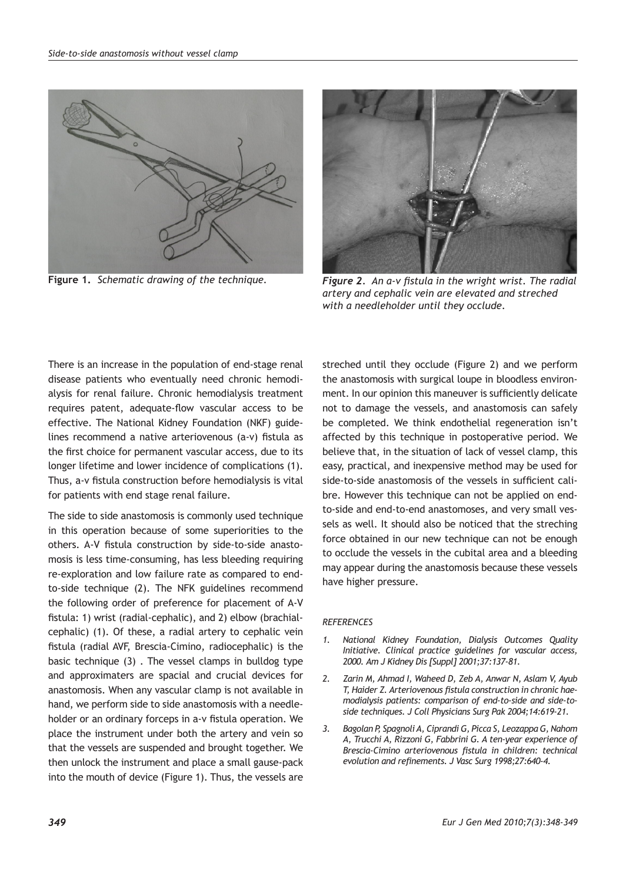**Figure 1.** *Schematic drawing of the technique.*

***Figure 2**. An a-v fistula in the wright wrist. The radial artery and cephalic vein are elevated and streched with a needleholder until they occlude.*

There is an increase in the population of end-stage renal disease patients who eventually need chronic hemodialysis for renal failure. Chronic hemodialysis treatment requires patent, adequate-flow vascular access to be effective. The National Kidney Foundation (NKF) guidelines recommend a native arteriovenous (a-v) fistula as the first choice for permanent vascular access, due to its longer lifetime and lower incidence of complications (1). Thus, a-v fistula construction before hemodialysis is vital for patients with end stage renal failure.

The side to side anastomosis is commonly used technique in this operation because of some superiorities to the others. A-V fistula construction by side-to-side anastomosis is less time-consuming, has less bleeding requiring re-exploration and low failure rate as compared to end-to-side technique (2). The NFK guidelines recommend the following order of preference for placement of A-V fistula: 1) wrist (radial-cephalic), and 2) elbow (brachial-cephalic) (1). Of these, a radial artery to cephalic vein fistula (radial AVF, Brescia-Cimino, radiocephalic) is the basic technique (3) . The vessel clamps in bulldog type and approximaters are spacial and crucial devices for anastomosis. When any vascular clamp is not available in hand, we perform side to side anastomosis with a needleholder or an ordinary forceps in a-v fistula operation. We place the instrument under both the artery and vein so that the vessels are suspended and brought together. We then unlock the instrument and place a small gause-pack into the mouth of device (Figure 1). Thus, the vessels are streched until they occlude (Figure 2) and we perform the anastomosis with surgical loupe in bloodless environment. In our opinion this maneuver is sufficiently delicate not to damage the vessels, and anastomosis can safely be completed. We think endothelial regeneration isn't affected by this technique in postoperative period. We believe that, in the situation of lack of vessel clamp, this easy, practical, and inexpensive method may be used for side-to-side anastomosis of the vessels in sufficient calibre. However this technique can not be applied on end-to-side and end-to-end anastomoses, and very small vessels as well. It should also be noticed that the streching force obtained in our new technique can not be enough to occlude the vessels in the cubital area and a bleeding may appear during the anastomosis because these vessels have higher pressure.

*REFERENCES*

1. *National Kidney Foundation, Dialysis Outcomes Quality Initiative. Clinical practice guidelines for vascular access, 2000. Am J Kidney Dis [Suppl] 2001;37:137-81.*
2. *Zarin M, Ahmad I, Waheed D, Zeb A, Anwar N, Aslam V, Ayub T, Haider Z. Arteriovenous fistula construction in chronic haemodialysis patients: comparison of end-to-side and side-to-side techniques. J Coll Physicians Surg Pak 2004;14:619-21.*
3. *Bagolan P, Spagnoli A, Ciprandi G, Picca S, Leozappa G, Nahom A, Trucchi A, Rizzoni G, Fabbrini G. A ten-year experience of Brescia-Cimino arteriovenous fistula in children: technical evolution and refinements. J Vasc Surg 1998;27:640-4.*